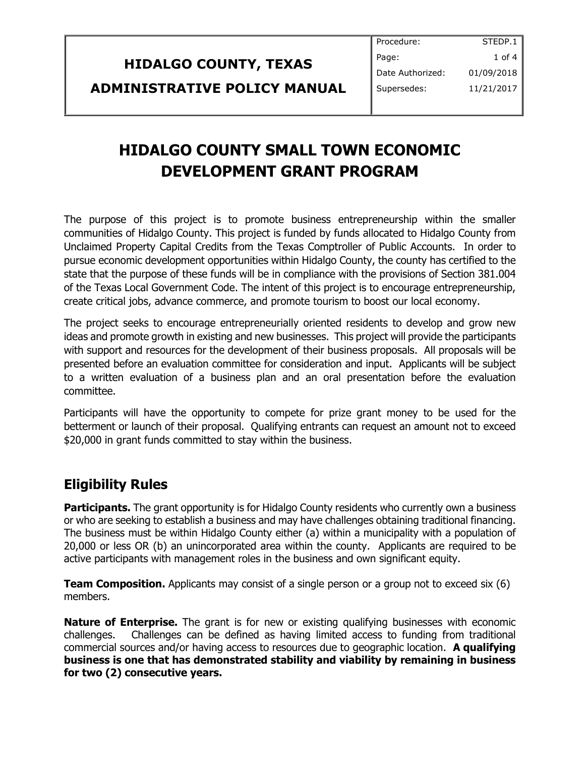| HIDALGO COUNTY, TEXAS ADMINISTRATIVE POLICY MANUAL | Procedure: | STEDP.1 |
|---|---|---|
| | Page: | 1 of 4 |
| | Date Authorized: | 01/09/2018 |
| | Supersedes: | 11/21/2017 |

# HIDALGO COUNTY SMALL TOWN ECONOMIC DEVELOPMENT GRANT PROGRAM

The purpose of this project is to promote business entrepreneurship within the smaller communities of Hidalgo County. This project is funded by funds allocated to Hidalgo County from Unclaimed Property Capital Credits from the Texas Comptroller of Public Accounts. In order to pursue economic development opportunities within Hidalgo County, the county has certified to the state that the purpose of these funds will be in compliance with the provisions of Section 381.004 of the Texas Local Government Code. The intent of this project is to encourage entrepreneurship, create critical jobs, advance commerce, and promote tourism to boost our local economy.

The project seeks to encourage entrepreneurially oriented residents to develop and grow new ideas and promote growth in existing and new businesses. This project will provide the participants with support and resources for the development of their business proposals. All proposals will be presented before an evaluation committee for consideration and input. Applicants will be subject to a written evaluation of a business plan and an oral presentation before the evaluation committee.

Participants will have the opportunity to compete for prize grant money to be used for the betterment or launch of their proposal. Qualifying entrants can request an amount not to exceed $20,000 in grant funds committed to stay within the business.

## Eligibility Rules

**Participants.** The grant opportunity is for Hidalgo County residents who currently own a business or who are seeking to establish a business and may have challenges obtaining traditional financing. The business must be within Hidalgo County either (a) within a municipality with a population of 20,000 or less OR (b) an unincorporated area within the county. Applicants are required to be active participants with management roles in the business and own significant equity.

**Team Composition.** Applicants may consist of a single person or a group not to exceed six (6) members.

**Nature of Enterprise.** The grant is for new or existing qualifying businesses with economic challenges. Challenges can be defined as having limited access to funding from traditional commercial sources and/or having access to resources due to geographic location. **A qualifying business is one that has demonstrated stability and viability by remaining in business for two (2) consecutive years.**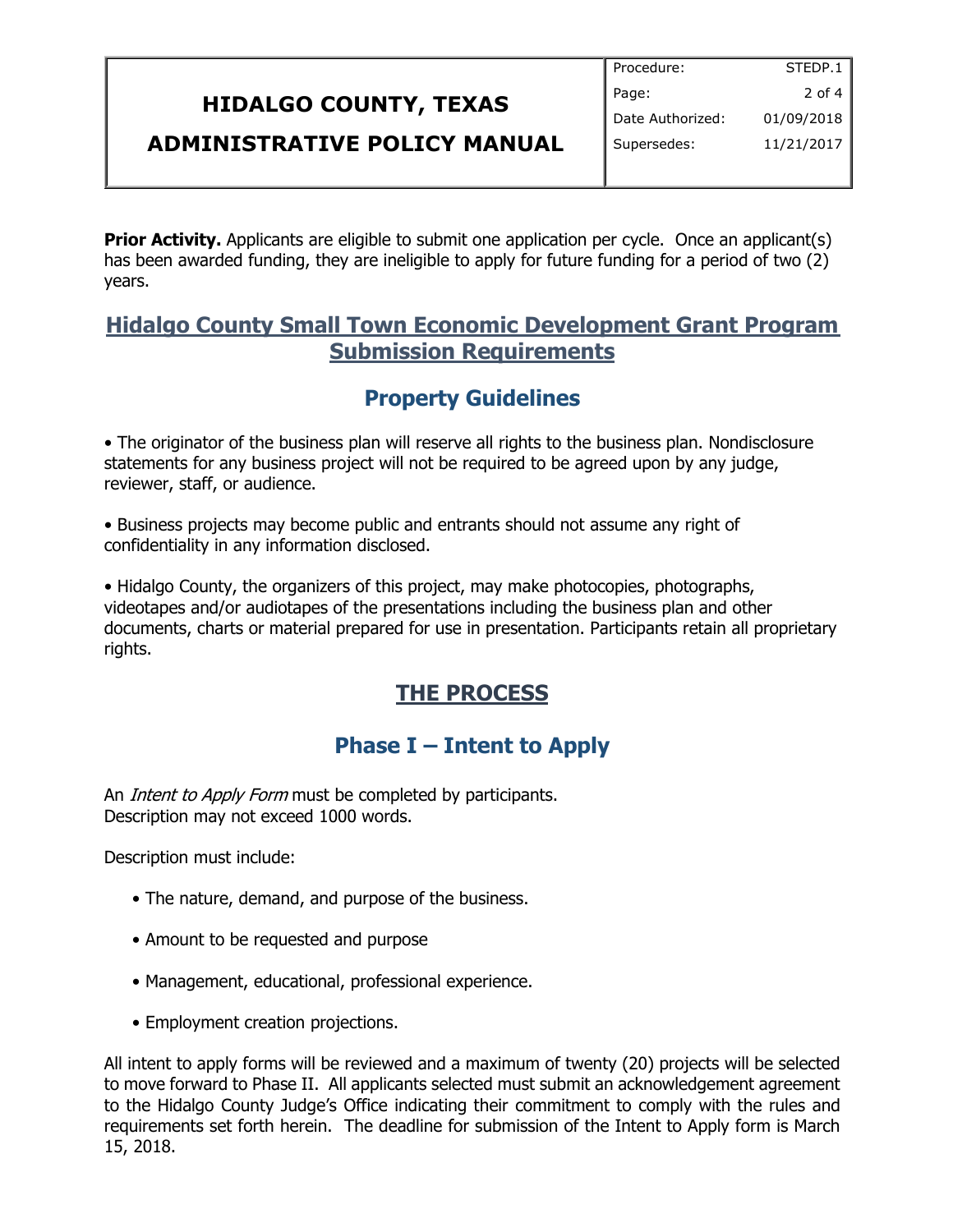**Prior Activity.** Applicants are eligible to submit one application per cycle. Once an applicant(s) has been awarded funding, they are ineligible to apply for future funding for a period of two (2) years.

## Hidalgo County Small Town Economic Development Grant Program Submission Requirements

### Property Guidelines

• The originator of the business plan will reserve all rights to the business plan. Nondisclosure statements for any business project will not be required to be agreed upon by any judge, reviewer, staff, or audience.

• Business projects may become public and entrants should not assume any right of confidentiality in any information disclosed.

• Hidalgo County, the organizers of this project, may make photocopies, photographs, videotapes and/or audiotapes of the presentations including the business plan and other documents, charts or material prepared for use in presentation. Participants retain all proprietary rights.

## THE PROCESS

### Phase I – Intent to Apply

An *Intent to Apply Form* must be completed by participants.
Description may not exceed 1000 words.

Description must include:

- The nature, demand, and purpose of the business.
- Amount to be requested and purpose
- Management, educational, professional experience.
- Employment creation projections.

All intent to apply forms will be reviewed and a maximum of twenty (20) projects will be selected to move forward to Phase II. All applicants selected must submit an acknowledgement agreement to the Hidalgo County Judge's Office indicating their commitment to comply with the rules and requirements set forth herein. The deadline for submission of the Intent to Apply form is March 15, 2018.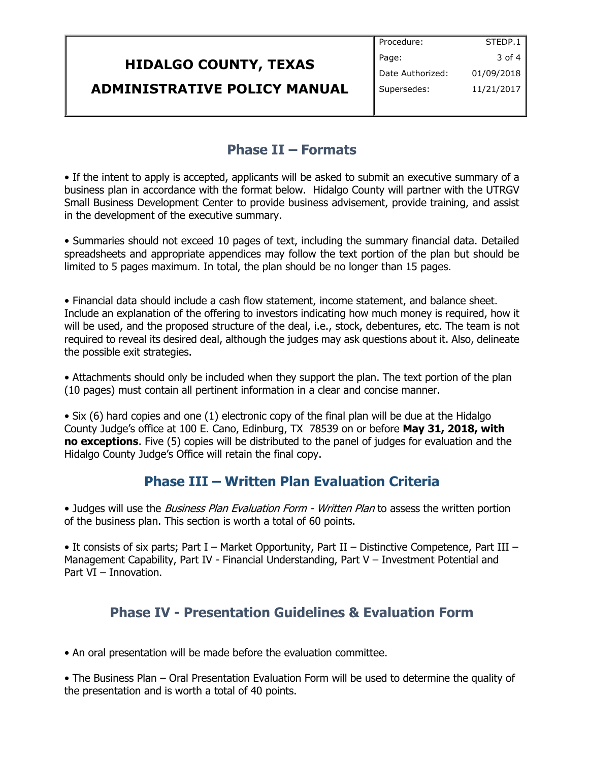## Phase II – Formats

• If the intent to apply is accepted, applicants will be asked to submit an executive summary of a business plan in accordance with the format below. Hidalgo County will partner with the UTRGV Small Business Development Center to provide business advisement, provide training, and assist in the development of the executive summary.

• Summaries should not exceed 10 pages of text, including the summary financial data. Detailed spreadsheets and appropriate appendices may follow the text portion of the plan but should be limited to 5 pages maximum. In total, the plan should be no longer than 15 pages.

• Financial data should include a cash flow statement, income statement, and balance sheet. Include an explanation of the offering to investors indicating how much money is required, how it will be used, and the proposed structure of the deal, i.e., stock, debentures, etc. The team is not required to reveal its desired deal, although the judges may ask questions about it. Also, delineate the possible exit strategies.

• Attachments should only be included when they support the plan. The text portion of the plan (10 pages) must contain all pertinent information in a clear and concise manner.

• Six (6) hard copies and one (1) electronic copy of the final plan will be due at the Hidalgo County Judge's office at 100 E. Cano, Edinburg, TX 78539 on or before **May 31, 2018, with no exceptions**. Five (5) copies will be distributed to the panel of judges for evaluation and the Hidalgo County Judge's Office will retain the final copy.

## Phase III – Written Plan Evaluation Criteria

• Judges will use the *Business Plan Evaluation Form - Written Plan* to assess the written portion of the business plan. This section is worth a total of 60 points.

• It consists of six parts; Part I – Market Opportunity, Part II – Distinctive Competence, Part III – Management Capability, Part IV - Financial Understanding, Part V – Investment Potential and Part VI – Innovation.

## Phase IV - Presentation Guidelines & Evaluation Form

• An oral presentation will be made before the evaluation committee.

• The Business Plan – Oral Presentation Evaluation Form will be used to determine the quality of the presentation and is worth a total of 40 points.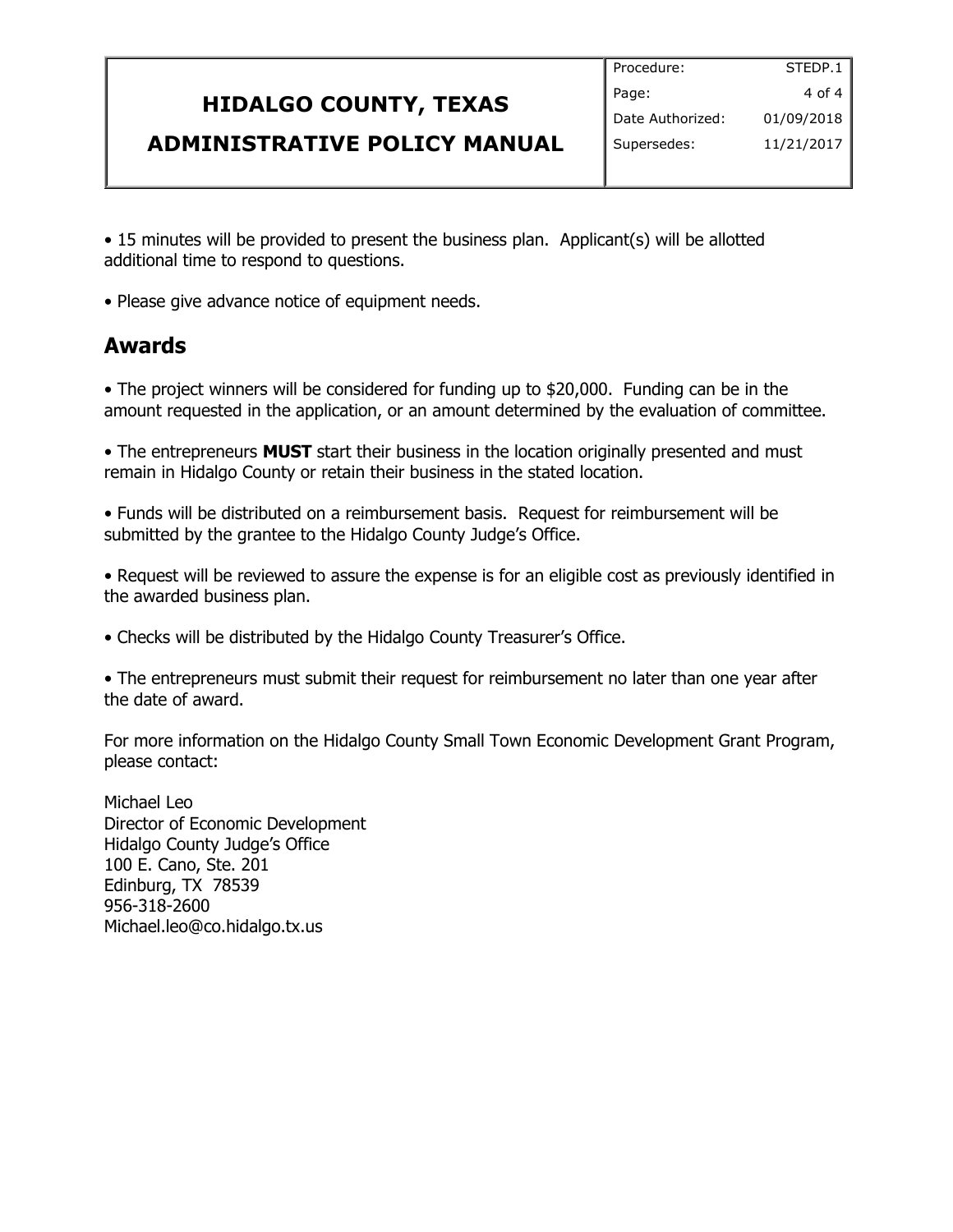• 15 minutes will be provided to present the business plan. Applicant(s) will be allotted additional time to respond to questions.

• Please give advance notice of equipment needs.

## Awards

• The project winners will be considered for funding up to $20,000. Funding can be in the amount requested in the application, or an amount determined by the evaluation of committee.

• The entrepreneurs **MUST** start their business in the location originally presented and must remain in Hidalgo County or retain their business in the stated location.

• Funds will be distributed on a reimbursement basis. Request for reimbursement will be submitted by the grantee to the Hidalgo County Judge's Office.

• Request will be reviewed to assure the expense is for an eligible cost as previously identified in the awarded business plan.

• Checks will be distributed by the Hidalgo County Treasurer's Office.

• The entrepreneurs must submit their request for reimbursement no later than one year after the date of award.

For more information on the Hidalgo County Small Town Economic Development Grant Program, please contact:

Michael Leo
Director of Economic Development
Hidalgo County Judge's Office
100 E. Cano, Ste. 201
Edinburg, TX 78539
956-318-2600
Michael.leo@co.hidalgo.tx.us